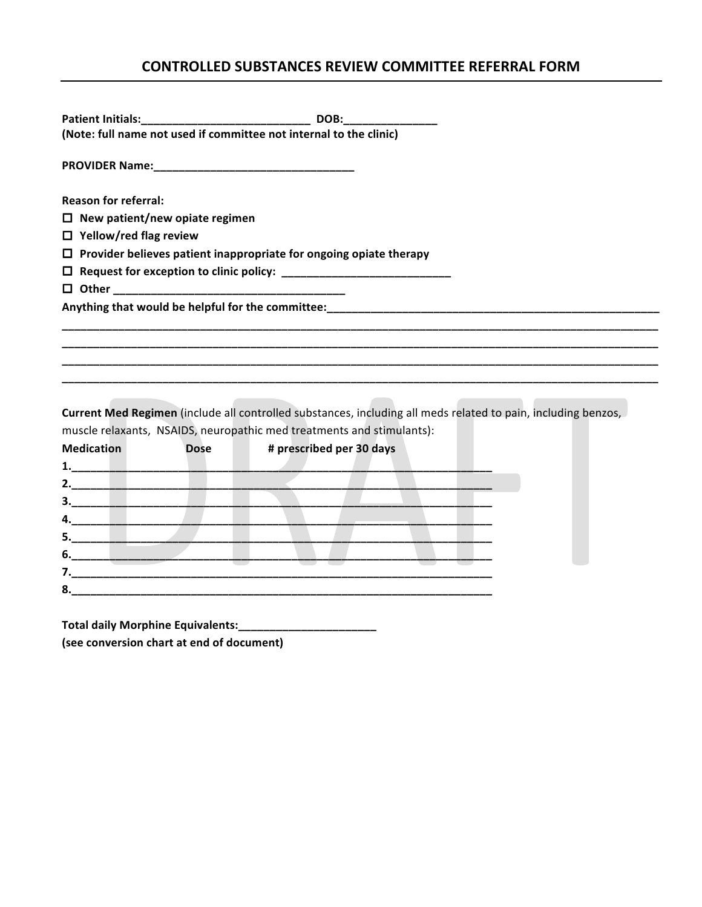# CONTROLLED SUBSTANCES REVIEW COMMITTEE REFERRAL FORM

**Patient Initials:**___________________________ **DOB:**_______________
**(Note: full name not used if committee not internal to the clinic)**

**PROVIDER Name:**________________________________

**Reason for referral:**

- ☐ **New patient/new opiate regimen**
- ☐ **Yellow/red flag review**
- ☐ **Provider believes patient inappropriate for ongoing opiate therapy**
- ☐ **Request for exception to clinic policy:** ___________________________
- ☐ **Other** ______________________________________

**Anything that would be helpful for the committee:**_______________________________________________________
_____________________________________________________________________________________________________
_____________________________________________________________________________________________________
_____________________________________________________________________________________________________
_____________________________________________________________________________________________________

**Current Med Regimen** (include all controlled substances, including all meds related to pain, including benzos, muscle relaxants, NSAIDS, neuropathic med treatments and stimulants):

| **Medication** | **Dose** | **# prescribed per 30 days** |
|---|---|---|
| 1. | | |
| 2. | | |
| 3. | | |
| 4. | | |
| 5. | | |
| 6. | | |
| 7. | | |
| 8. | | |

**Total daily Morphine Equivalents:**______________________
**(see conversion chart at end of document)**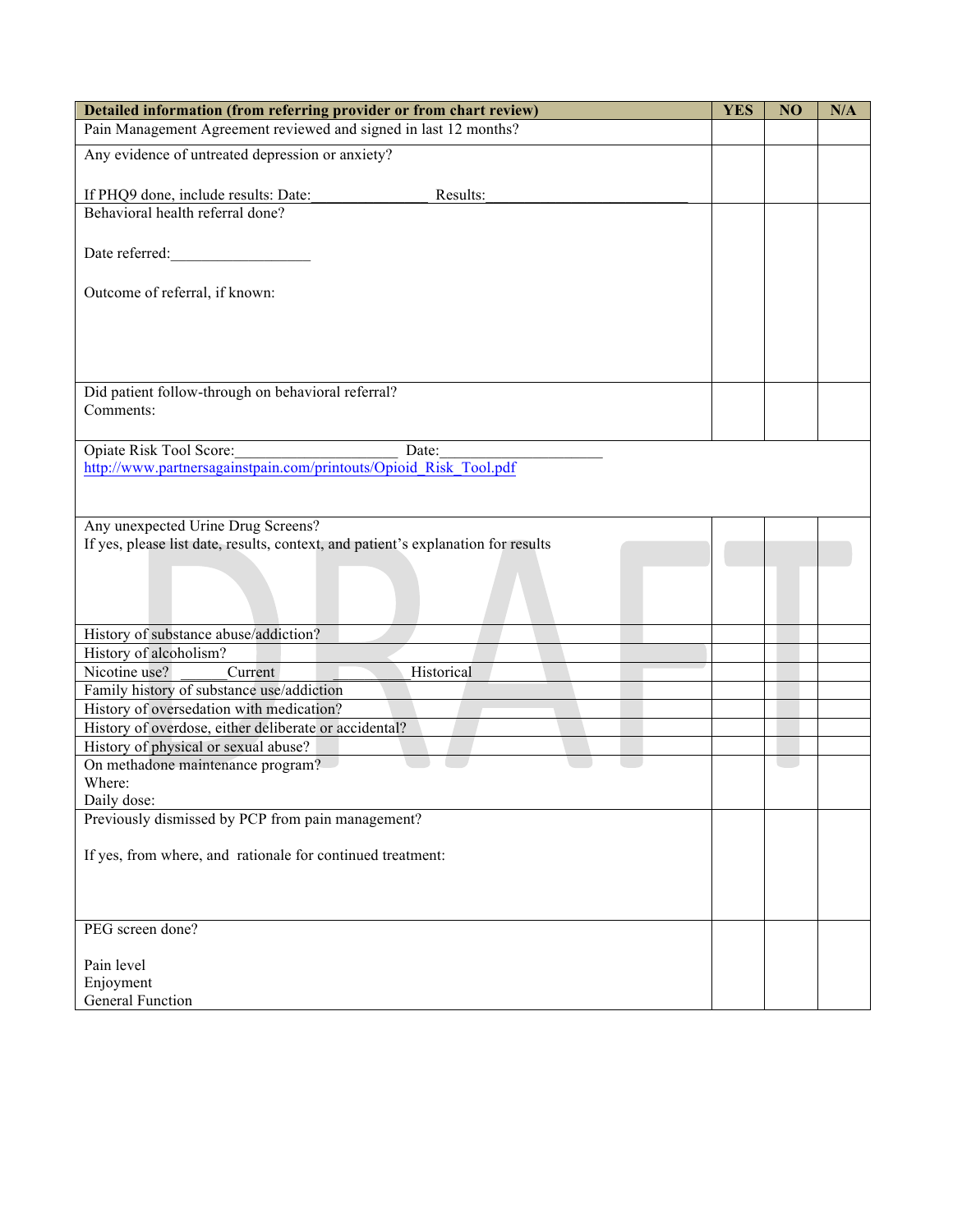| Detailed information (from referring provider or from chart review) | YES | NO | N/A |
|---|---|---|---|
| Pain Management Agreement reviewed and signed in last 12 months? | | | |
| Any evidence of untreated depression or anxiety?<br><br>If PHQ9 done, include results: Date:_______________ Results:__________________________ | | | |
| Behavioral health referral done?<br><br>Date referred:__________________<br><br>Outcome of referral, if known: | | | |
| Did patient follow-through on behavioral referral?<br>Comments: | | | |
| Opiate Risk Tool Score:_____________________ Date:____________________<br>http://www.partnersagainstpain.com/printouts/Opioid_Risk_Tool.pdf | | | |
| Any unexpected Urine Drug Screens?<br>If yes, please list date, results, context, and patient's explanation for results | | | |
| History of substance abuse/addiction? | | | |
| History of alcoholism? | | | |
| Nicotine use? ______Current ___________Historical | | | |
| Family history of substance use/addiction | | | |
| History of oversedation with medication? | | | |
| History of overdose, either deliberate or accidental? | | | |
| History of physical or sexual abuse? | | | |
| On methadone maintenance program?<br>Where:<br>Daily dose: | | | |
| Previously dismissed by PCP from pain management?<br><br>If yes, from where, and rationale for continued treatment: | | | |
| PEG screen done?<br><br>Pain level<br>Enjoyment<br>General Function | | | |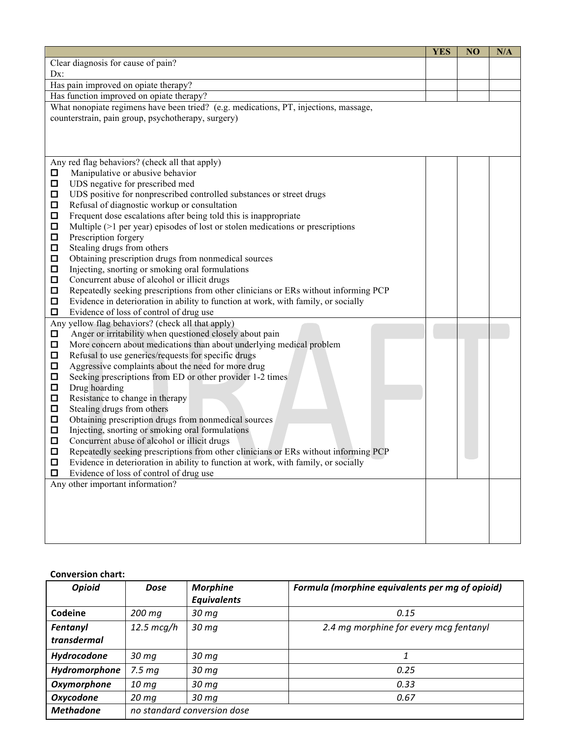| | YES | NO | N/A |
|---|---|---|---|
| Clear diagnosis for cause of pain?<br>Dx: | | | |
| Has pain improved on opiate therapy? | | | |
| Has function improved on opiate therapy? | | | |
| What nonopiate regimens have been tried? (e.g. medications, PT, injections, massage, counterstrain, pain group, psychotherapy, surgery) | | | |
| Any red flag behaviors? (check all that apply)<br>☐ Manipulative or abusive behavior<br>☐ UDS negative for prescribed med<br>☐ UDS positive for nonprescribed controlled substances or street drugs<br>☐ Refusal of diagnostic workup or consultation<br>☐ Frequent dose escalations after being told this is inappropriate<br>☐ Multiple (>1 per year) episodes of lost or stolen medications or prescriptions<br>☐ Prescription forgery<br>☐ Stealing drugs from others<br>☐ Obtaining prescription drugs from nonmedical sources<br>☐ Injecting, snorting or smoking oral formulations<br>☐ Concurrent abuse of alcohol or illicit drugs<br>☐ Repeatedly seeking prescriptions from other clinicians or ERs without informing PCP<br>☐ Evidence in deterioration in ability to function at work, with family, or socially<br>☐ Evidence of loss of control of drug use | | | |
| Any yellow flag behaviors? (check all that apply)<br>☐ Anger or irritability when questioned closely about pain<br>☐ More concern about medications than about underlying medical problem<br>☐ Refusal to use generics/requests for specific drugs<br>☐ Aggressive complaints about the need for more drug<br>☐ Seeking prescriptions from ED or other provider 1-2 times<br>☐ Drug hoarding<br>☐ Resistance to change in therapy<br>☐ Stealing drugs from others<br>☐ Obtaining prescription drugs from nonmedical sources<br>☐ Injecting, snorting or smoking oral formulations<br>☐ Concurrent abuse of alcohol or illicit drugs<br>☐ Repeatedly seeking prescriptions from other clinicians or ERs without informing PCP<br>☐ Evidence in deterioration in ability to function at work, with family, or socially<br>☐ Evidence of loss of control of drug use | | | |
| Any other important information? | | | |

**Conversion chart:**

| *Opioid* | *Dose* | *Morphine Equivalents* | *Formula (morphine equivalents per mg of opioid)* |
|---|---|---|---|
| **Codeine** | *200 mg* | *30 mg* | *0.15* |
| ***Fentanyl transdermal*** | *12.5 mcg/h* | *30 mg* | *2.4 mg morphine for every mcg fentanyl* |
| ***Hydrocodone*** | *30 mg* | *30 mg* | *1* |
| ***Hydromorphone*** | *7.5 mg* | *30 mg* | *0.25* |
| ***Oxymorphone*** | *10 mg* | *30 mg* | *0.33* |
| ***Oxycodone*** | *20 mg* | *30 mg* | *0.67* |
| ***Methadone*** | *no standard conversion dose* | | |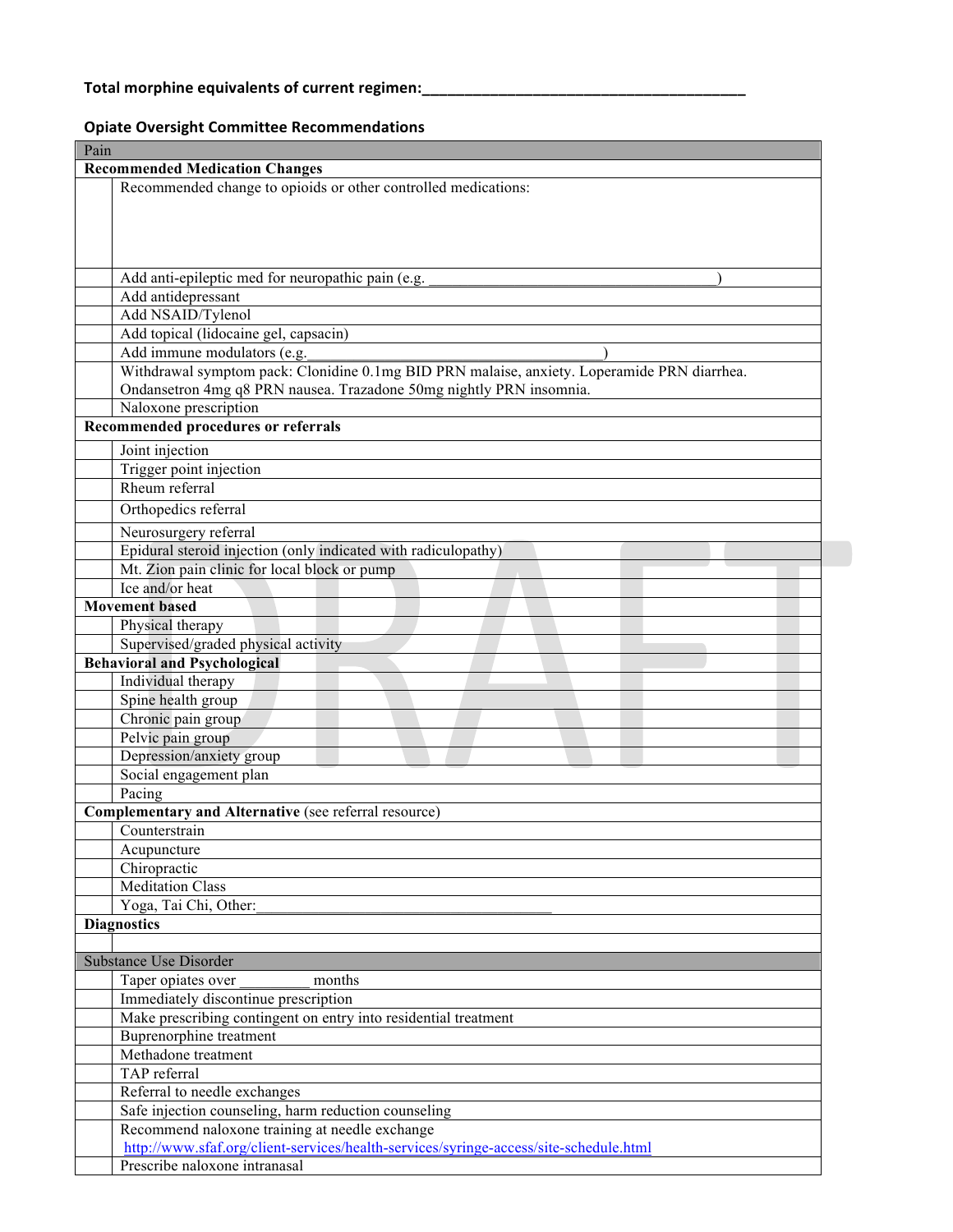**Total morphine equivalents of current regimen:**________________________________________

**Opiate Oversight Committee Recommendations**

| | |
|---|---|
| Pain | |
| **Recommended Medication Changes** | |
| | Recommended change to opioids or other controlled medications: |
| | Add anti-epileptic med for neuropathic pain (e.g. ____________________________________) |
| | Add antidepressant |
| | Add NSAID/Tylenol |
| | Add topical (lidocaine gel, capsacin) |
| | Add immune modulators (e.g.____________________________________) |
| | Withdrawal symptom pack: Clonidine 0.1mg BID PRN malaise, anxiety. Loperamide PRN diarrhea. Ondansetron 4mg q8 PRN nausea. Trazadone 50mg nightly PRN insomnia. |
| | Naloxone prescription |
| **Recommended procedures or referrals** | |
| | Joint injection |
| | Trigger point injection |
| | Rheum referral |
| | Orthopedics referral |
| | Neurosurgery referral |
| | Epidural steroid injection (only indicated with radiculopathy) |
| | Mt. Zion pain clinic for local block or pump |
| | Ice and/or heat |
| **Movement based** | |
| | Physical therapy |
| | Supervised/graded physical activity |
| **Behavioral and Psychological** | |
| | Individual therapy |
| | Spine health group |
| | Chronic pain group |
| | Pelvic pain group |
| | Depression/anxiety group |
| | Social engagement plan |
| | Pacing |
| **Complementary and Alternative** (see referral resource) | |
| | Counterstrain |
| | Acupuncture |
| | Chiropractic |
| | Meditation Class |
| | Yoga, Tai Chi, Other:______________________________________ |
| **Diagnostics** | |
| | |
| Substance Use Disorder | |
| | Taper opiates over _________ months |
| | Immediately discontinue prescription |
| | Make prescribing contingent on entry into residential treatment |
| | Buprenorphine treatment |
| | Methadone treatment |
| | TAP referral |
| | Referral to needle exchanges |
| | Safe injection counseling, harm reduction counseling |
| | Recommend naloxone training at needle exchange http://www.sfaf.org/client-services/health-services/syringe-access/site-schedule.html |
| | Prescribe naloxone intranasal |